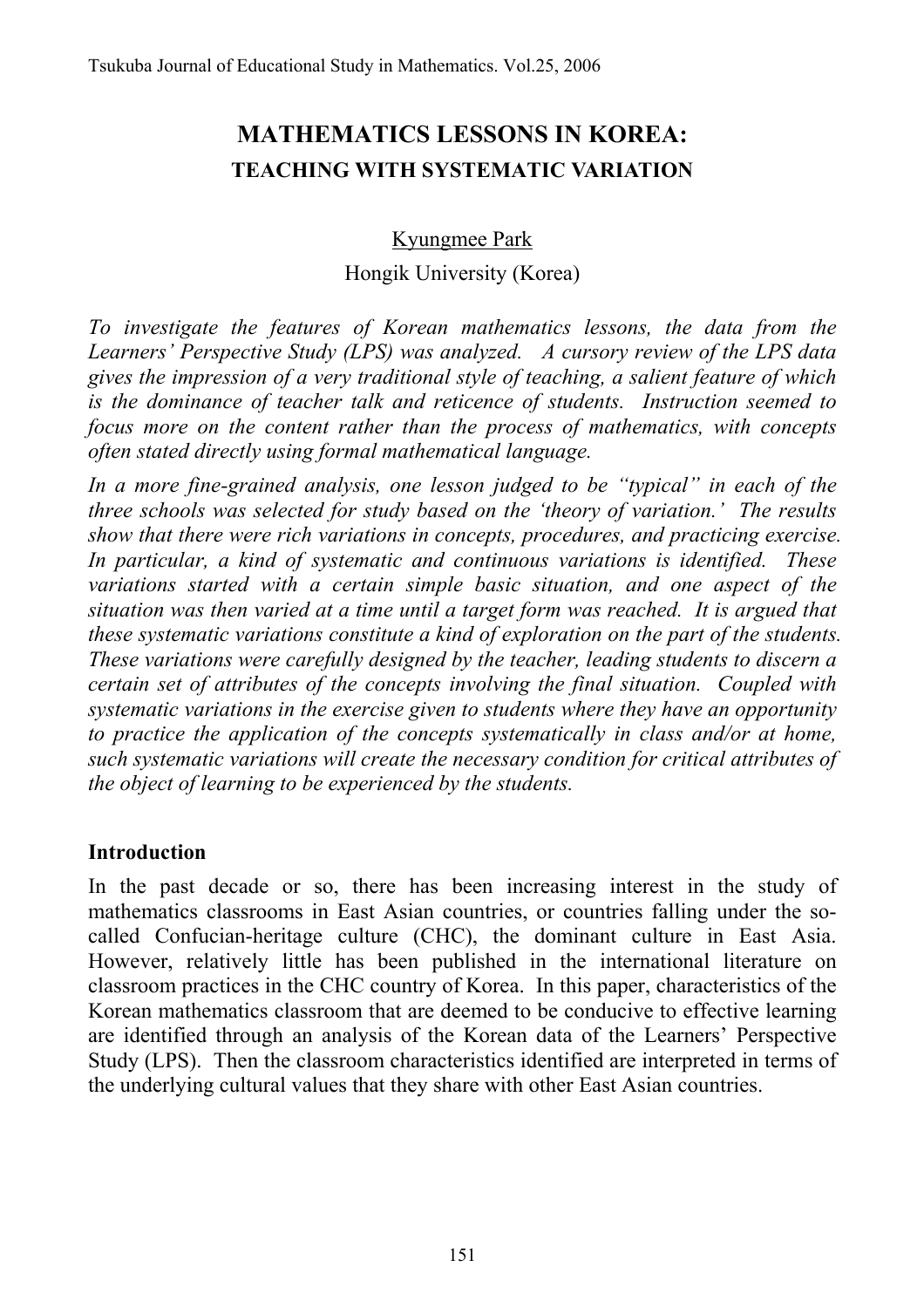# MATHEMATICS LESSONS IN KOREA:

## TEACHING WITH SYSTEMATIC VARIATION

Kyungmee Park

Hongik University (Korea)

*To investigate the features of Korean mathematics lessons, the data from the Learners' Perspective Study (LPS) was analyzed. A cursory review of the LPS data gives the impression of a very traditional style of teaching, a salient feature of which is the dominance of teacher talk and reticence of students. Instruction seemed to focus more on the content rather than the process of mathematics, with concepts often stated directly using formal mathematical language.*

*In a more fine-grained analysis, one lesson judged to be "typical" in each of the three schools was selected for study based on the 'theory of variation.' The results show that there were rich variations in concepts, procedures, and practicing exercise. In particular, a kind of systematic and continuous variations is identified. These variations started with a certain simple basic situation, and one aspect of the situation was then varied at a time until a target form was reached. It is argued that these systematic variations constitute a kind of exploration on the part of the students. These variations were carefully designed by the teacher, leading students to discern a certain set of attributes of the concepts involving the final situation. Coupled with systematic variations in the exercise given to students where they have an opportunity to practice the application of the concepts systematically in class and/or at home, such systematic variations will create the necessary condition for critical attributes of the object of learning to be experienced by the students.*

### Introduction

In the past decade or so, there has been increasing interest in the study of mathematics classrooms in East Asian countries, or countries falling under the so-called Confucian-heritage culture (CHC), the dominant culture in East Asia. However, relatively little has been published in the international literature on classroom practices in the CHC country of Korea. In this paper, characteristics of the Korean mathematics classroom that are deemed to be conducive to effective learning are identified through an analysis of the Korean data of the Learners' Perspective Study (LPS). Then the classroom characteristics identified are interpreted in terms of the underlying cultural values that they share with other East Asian countries.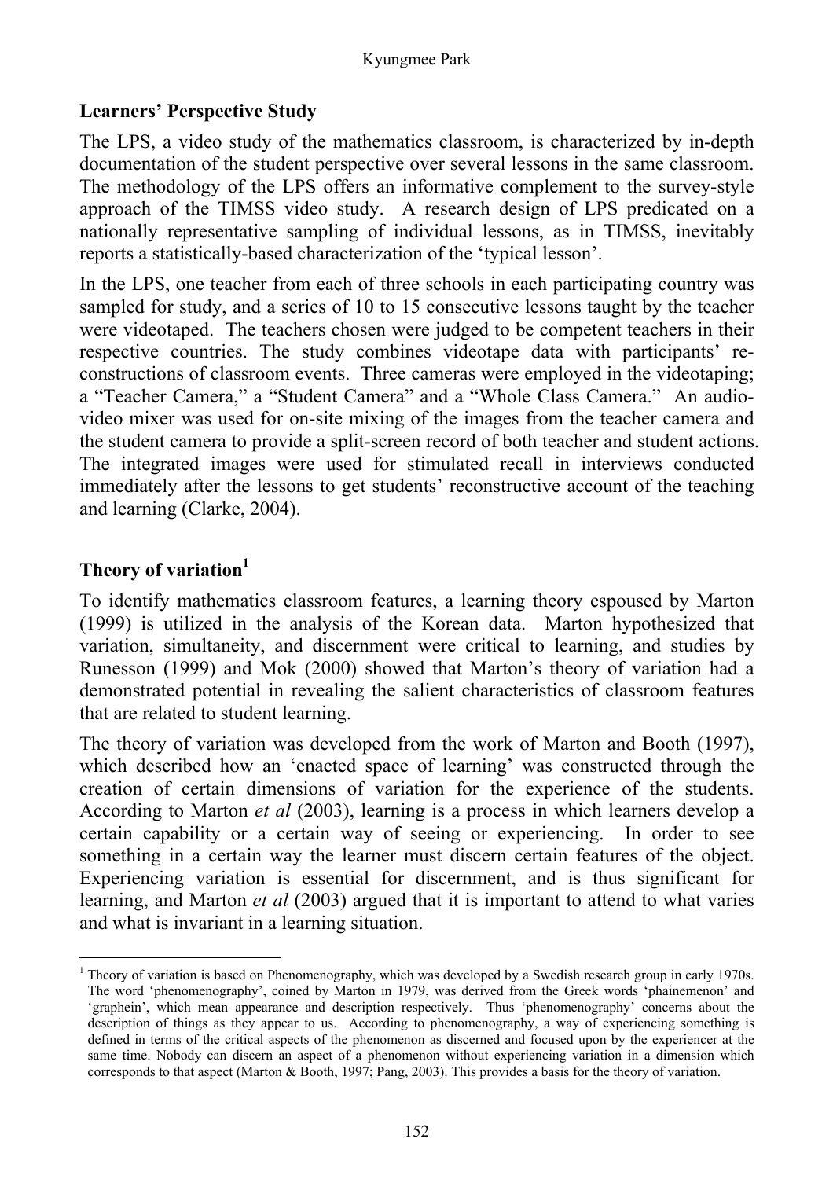## Learners' Perspective Study

The LPS, a video study of the mathematics classroom, is characterized by in-depth documentation of the student perspective over several lessons in the same classroom. The methodology of the LPS offers an informative complement to the survey-style approach of the TIMSS video study. A research design of LPS predicated on a nationally representative sampling of individual lessons, as in TIMSS, inevitably reports a statistically-based characterization of the 'typical lesson'.

In the LPS, one teacher from each of three schools in each participating country was sampled for study, and a series of 10 to 15 consecutive lessons taught by the teacher were videotaped. The teachers chosen were judged to be competent teachers in their respective countries. The study combines videotape data with participants' re-constructions of classroom events. Three cameras were employed in the videotaping; a "Teacher Camera," a "Student Camera" and a "Whole Class Camera." An audio-video mixer was used for on-site mixing of the images from the teacher camera and the student camera to provide a split-screen record of both teacher and student actions. The integrated images were used for stimulated recall in interviews conducted immediately after the lessons to get students' reconstructive account of the teaching and learning (Clarke, 2004).

## Theory of variation[1]

To identify mathematics classroom features, a learning theory espoused by Marton (1999) is utilized in the analysis of the Korean data. Marton hypothesized that variation, simultaneity, and discernment were critical to learning, and studies by Runesson (1999) and Mok (2000) showed that Marton's theory of variation had a demonstrated potential in revealing the salient characteristics of classroom features that are related to student learning.

The theory of variation was developed from the work of Marton and Booth (1997), which described how an 'enacted space of learning' was constructed through the creation of certain dimensions of variation for the experience of the students. According to Marton *et al* (2003), learning is a process in which learners develop a certain capability or a certain way of seeing or experiencing. In order to see something in a certain way the learner must discern certain features of the object. Experiencing variation is essential for discernment, and is thus significant for learning, and Marton *et al* (2003) argued that it is important to attend to what varies and what is invariant in a learning situation.

---

[1] Theory of variation is based on Phenomenography, which was developed by a Swedish research group in early 1970s. The word 'phenomenography', coined by Marton in 1979, was derived from the Greek words 'phainemenon' and 'graphein', which mean appearance and description respectively. Thus 'phenomenography' concerns about the description of things as they appear to us. According to phenomenography, a way of experiencing something is defined in terms of the critical aspects of the phenomenon as discerned and focused upon by the experiencer at the same time. Nobody can discern an aspect of a phenomenon without experiencing variation in a dimension which corresponds to that aspect (Marton & Booth, 1997; Pang, 2003). This provides a basis for the theory of variation.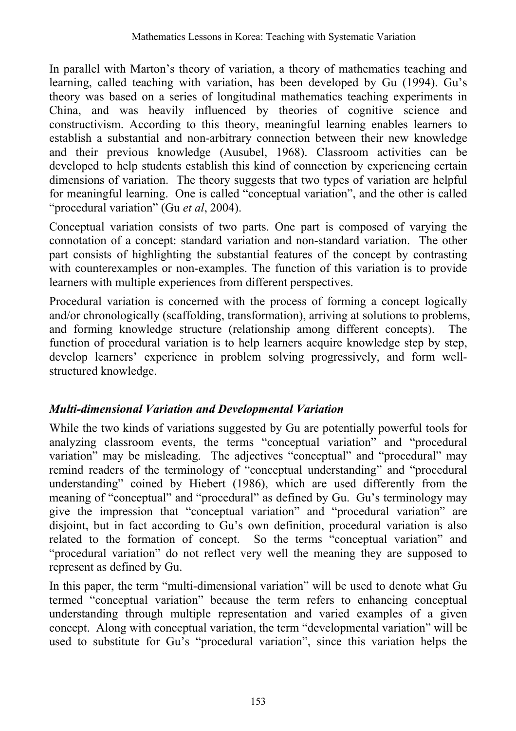In parallel with Marton's theory of variation, a theory of mathematics teaching and learning, called teaching with variation, has been developed by Gu (1994). Gu's theory was based on a series of longitudinal mathematics teaching experiments in China, and was heavily influenced by theories of cognitive science and constructivism. According to this theory, meaningful learning enables learners to establish a substantial and non-arbitrary connection between their new knowledge and their previous knowledge (Ausubel, 1968). Classroom activities can be developed to help students establish this kind of connection by experiencing certain dimensions of variation. The theory suggests that two types of variation are helpful for meaningful learning. One is called "conceptual variation", and the other is called "procedural variation" (Gu *et al*, 2004).

Conceptual variation consists of two parts. One part is composed of varying the connotation of a concept: standard variation and non-standard variation. The other part consists of highlighting the substantial features of the concept by contrasting with counterexamples or non-examples. The function of this variation is to provide learners with multiple experiences from different perspectives.

Procedural variation is concerned with the process of forming a concept logically and/or chronologically (scaffolding, transformation), arriving at solutions to problems, and forming knowledge structure (relationship among different concepts). The function of procedural variation is to help learners acquire knowledge step by step, develop learners' experience in problem solving progressively, and form well-structured knowledge.

### *Multi-dimensional Variation and Developmental Variation*

While the two kinds of variations suggested by Gu are potentially powerful tools for analyzing classroom events, the terms "conceptual variation" and "procedural variation" may be misleading. The adjectives "conceptual" and "procedural" may remind readers of the terminology of "conceptual understanding" and "procedural understanding" coined by Hiebert (1986), which are used differently from the meaning of "conceptual" and "procedural" as defined by Gu. Gu's terminology may give the impression that "conceptual variation" and "procedural variation" are disjoint, but in fact according to Gu's own definition, procedural variation is also related to the formation of concept. So the terms "conceptual variation" and "procedural variation" do not reflect very well the meaning they are supposed to represent as defined by Gu.

In this paper, the term "multi-dimensional variation" will be used to denote what Gu termed "conceptual variation" because the term refers to enhancing conceptual understanding through multiple representation and varied examples of a given concept. Along with conceptual variation, the term "developmental variation" will be used to substitute for Gu's "procedural variation", since this variation helps the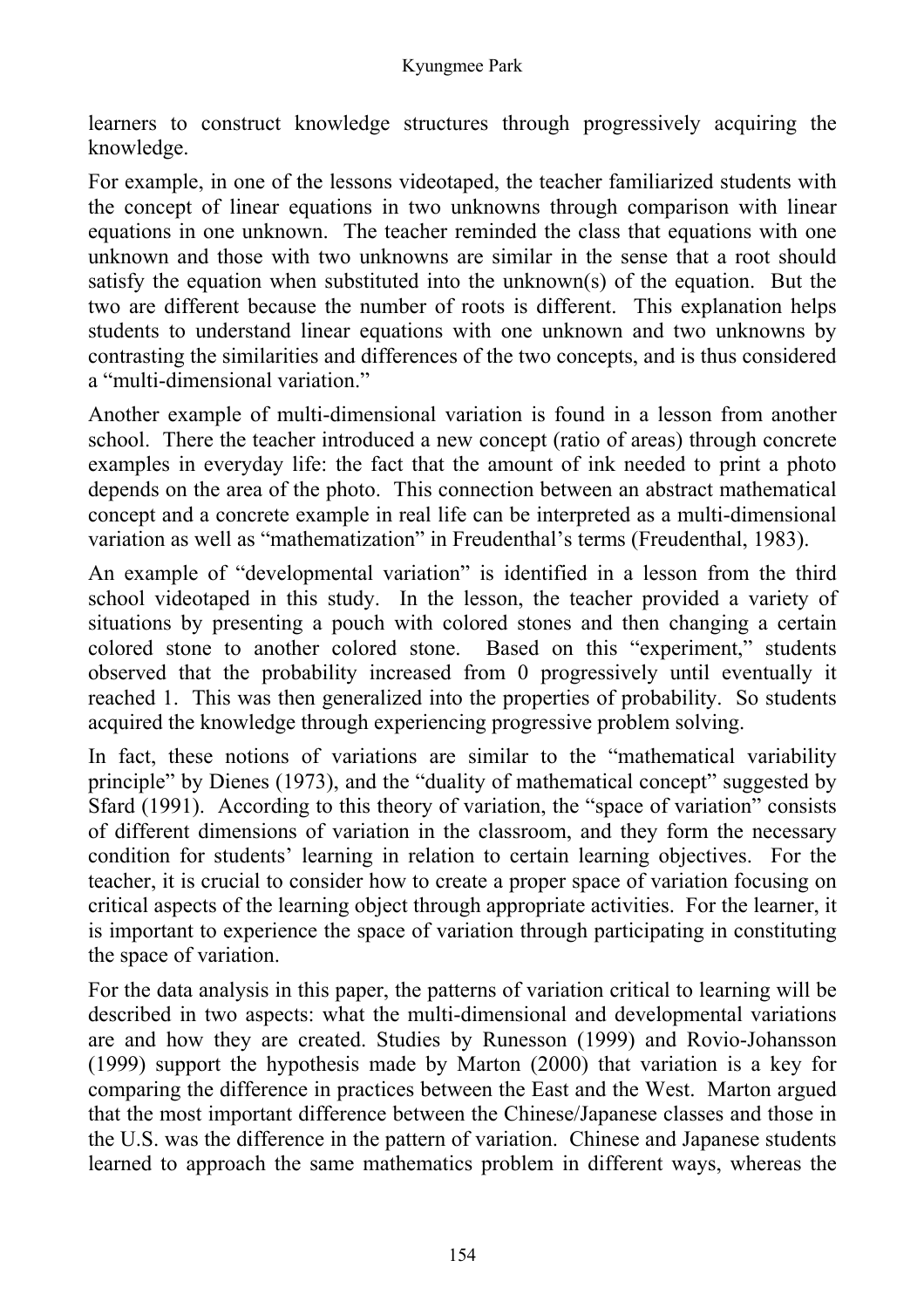learners to construct knowledge structures through progressively acquiring the knowledge.

For example, in one of the lessons videotaped, the teacher familiarized students with the concept of linear equations in two unknowns through comparison with linear equations in one unknown. The teacher reminded the class that equations with one unknown and those with two unknowns are similar in the sense that a root should satisfy the equation when substituted into the unknown(s) of the equation. But the two are different because the number of roots is different. This explanation helps students to understand linear equations with one unknown and two unknowns by contrasting the similarities and differences of the two concepts, and is thus considered a "multi-dimensional variation."

Another example of multi-dimensional variation is found in a lesson from another school. There the teacher introduced a new concept (ratio of areas) through concrete examples in everyday life: the fact that the amount of ink needed to print a photo depends on the area of the photo. This connection between an abstract mathematical concept and a concrete example in real life can be interpreted as a multi-dimensional variation as well as "mathematization" in Freudenthal's terms (Freudenthal, 1983).

An example of "developmental variation" is identified in a lesson from the third school videotaped in this study. In the lesson, the teacher provided a variety of situations by presenting a pouch with colored stones and then changing a certain colored stone to another colored stone. Based on this "experiment," students observed that the probability increased from 0 progressively until eventually it reached 1. This was then generalized into the properties of probability. So students acquired the knowledge through experiencing progressive problem solving.

In fact, these notions of variations are similar to the "mathematical variability principle" by Dienes (1973), and the "duality of mathematical concept" suggested by Sfard (1991). According to this theory of variation, the "space of variation" consists of different dimensions of variation in the classroom, and they form the necessary condition for students' learning in relation to certain learning objectives. For the teacher, it is crucial to consider how to create a proper space of variation focusing on critical aspects of the learning object through appropriate activities. For the learner, it is important to experience the space of variation through participating in constituting the space of variation.

For the data analysis in this paper, the patterns of variation critical to learning will be described in two aspects: what the multi-dimensional and developmental variations are and how they are created. Studies by Runesson (1999) and Rovio-Johansson (1999) support the hypothesis made by Marton (2000) that variation is a key for comparing the difference in practices between the East and the West. Marton argued that the most important difference between the Chinese/Japanese classes and those in the U.S. was the difference in the pattern of variation. Chinese and Japanese students learned to approach the same mathematics problem in different ways, whereas the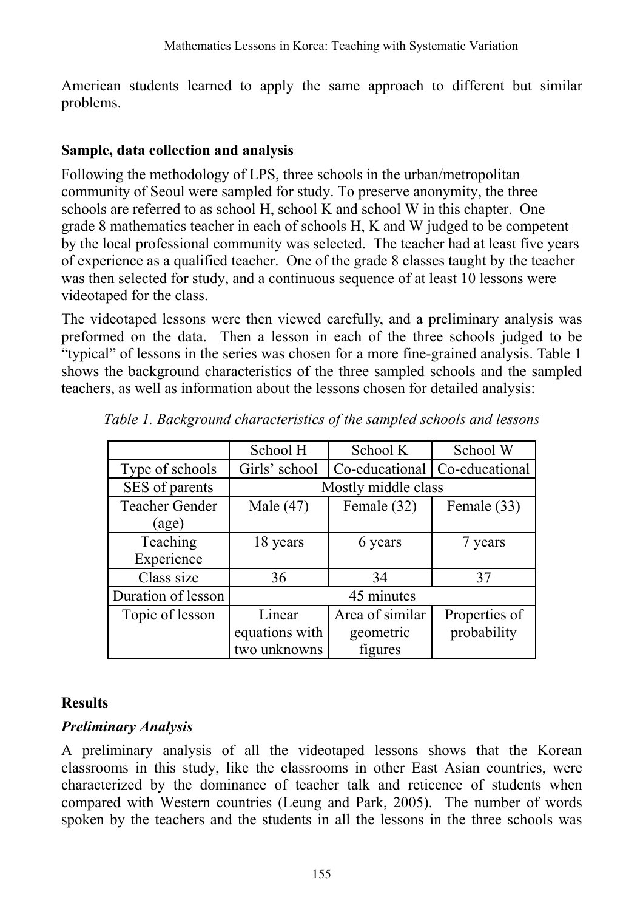American students learned to apply the same approach to different but similar problems.

**Sample, data collection and analysis**

Following the methodology of LPS, three schools in the urban/metropolitan community of Seoul were sampled for study. To preserve anonymity, the three schools are referred to as school H, school K and school W in this chapter. One grade 8 mathematics teacher in each of schools H, K and W judged to be competent by the local professional community was selected. The teacher had at least five years of experience as a qualified teacher. One of the grade 8 classes taught by the teacher was then selected for study, and a continuous sequence of at least 10 lessons were videotaped for the class.

The videotaped lessons were then viewed carefully, and a preliminary analysis was preformed on the data. Then a lesson in each of the three schools judged to be "typical" of lessons in the series was chosen for a more fine-grained analysis. Table 1 shows the background characteristics of the three sampled schools and the sampled teachers, as well as information about the lessons chosen for detailed analysis:

*Table 1. Background characteristics of the sampled schools and lessons*

| | School H | School K | School W |
|---|---|---|---|
| Type of schools | Girls' school | Co-educational | Co-educational |
| SES of parents | Mostly middle class | | |
| Teacher Gender (age) | Male (47) | Female (32) | Female (33) |
| Teaching Experience | 18 years | 6 years | 7 years |
| Class size | 36 | 34 | 37 |
| Duration of lesson | 45 minutes | | |
| Topic of lesson | Linear equations with two unknowns | Area of similar geometric figures | Properties of probability |

**Results**

***Preliminary Analysis***

A preliminary analysis of all the videotaped lessons shows that the Korean classrooms in this study, like the classrooms in other East Asian countries, were characterized by the dominance of teacher talk and reticence of students when compared with Western countries (Leung and Park, 2005). The number of words spoken by the teachers and the students in all the lessons in the three schools was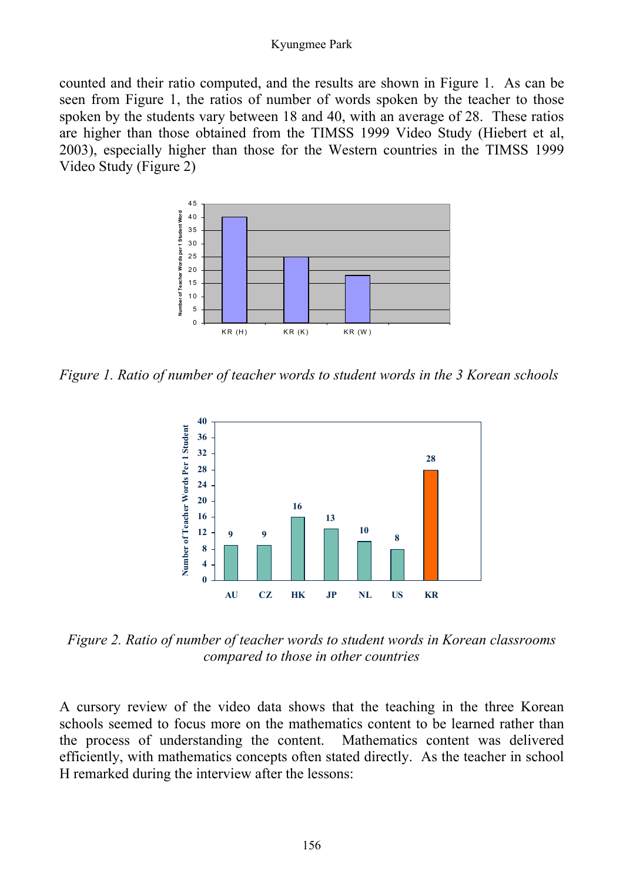counted and their ratio computed, and the results are shown in Figure 1. As can be seen from Figure 1, the ratios of number of words spoken by the teacher to those spoken by the students vary between 18 and 40, with an average of 28. These ratios are higher than those obtained from the TIMSS 1999 Video Study (Hiebert et al, 2003), especially higher than those for the Western countries in the TIMSS 1999 Video Study (Figure 2)

*Figure 1. Ratio of number of teacher words to student words in the 3 Korean schools*

*Figure 2. Ratio of number of teacher words to student words in Korean classrooms compared to those in other countries*

A cursory review of the video data shows that the teaching in the three Korean schools seemed to focus more on the mathematics content to be learned rather than the process of understanding the content. Mathematics content was delivered efficiently, with mathematics concepts often stated directly. As the teacher in school H remarked during the interview after the lessons: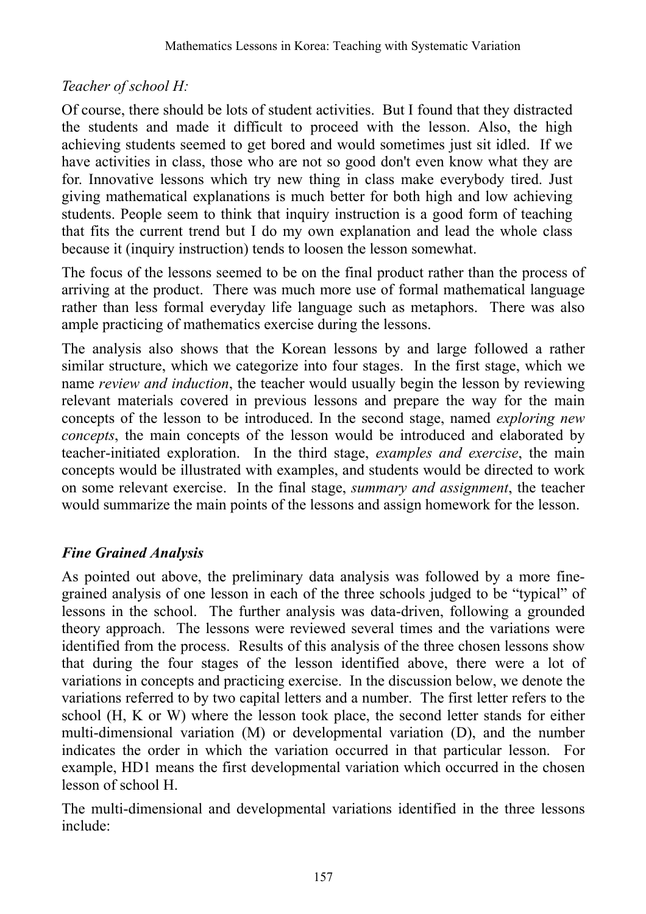*Teacher of school H:*

Of course, there should be lots of student activities. But I found that they distracted the students and made it difficult to proceed with the lesson. Also, the high achieving students seemed to get bored and would sometimes just sit idled. If we have activities in class, those who are not so good don't even know what they are for. Innovative lessons which try new thing in class make everybody tired. Just giving mathematical explanations is much better for both high and low achieving students. People seem to think that inquiry instruction is a good form of teaching that fits the current trend but I do my own explanation and lead the whole class because it (inquiry instruction) tends to loosen the lesson somewhat.

The focus of the lessons seemed to be on the final product rather than the process of arriving at the product. There was much more use of formal mathematical language rather than less formal everyday life language such as metaphors. There was also ample practicing of mathematics exercise during the lessons.

The analysis also shows that the Korean lessons by and large followed a rather similar structure, which we categorize into four stages. In the first stage, which we name *review and induction*, the teacher would usually begin the lesson by reviewing relevant materials covered in previous lessons and prepare the way for the main concepts of the lesson to be introduced. In the second stage, named *exploring new concepts*, the main concepts of the lesson would be introduced and elaborated by teacher-initiated exploration. In the third stage, *examples and exercise*, the main concepts would be illustrated with examples, and students would be directed to work on some relevant exercise. In the final stage, *summary and assignment*, the teacher would summarize the main points of the lessons and assign homework for the lesson.

## *Fine Grained Analysis*

As pointed out above, the preliminary data analysis was followed by a more fine-grained analysis of one lesson in each of the three schools judged to be "typical" of lessons in the school. The further analysis was data-driven, following a grounded theory approach. The lessons were reviewed several times and the variations were identified from the process. Results of this analysis of the three chosen lessons show that during the four stages of the lesson identified above, there were a lot of variations in concepts and practicing exercise. In the discussion below, we denote the variations referred to by two capital letters and a number. The first letter refers to the school (H, K or W) where the lesson took place, the second letter stands for either multi-dimensional variation (M) or developmental variation (D), and the number indicates the order in which the variation occurred in that particular lesson. For example, HD1 means the first developmental variation which occurred in the chosen lesson of school H.

The multi-dimensional and developmental variations identified in the three lessons include: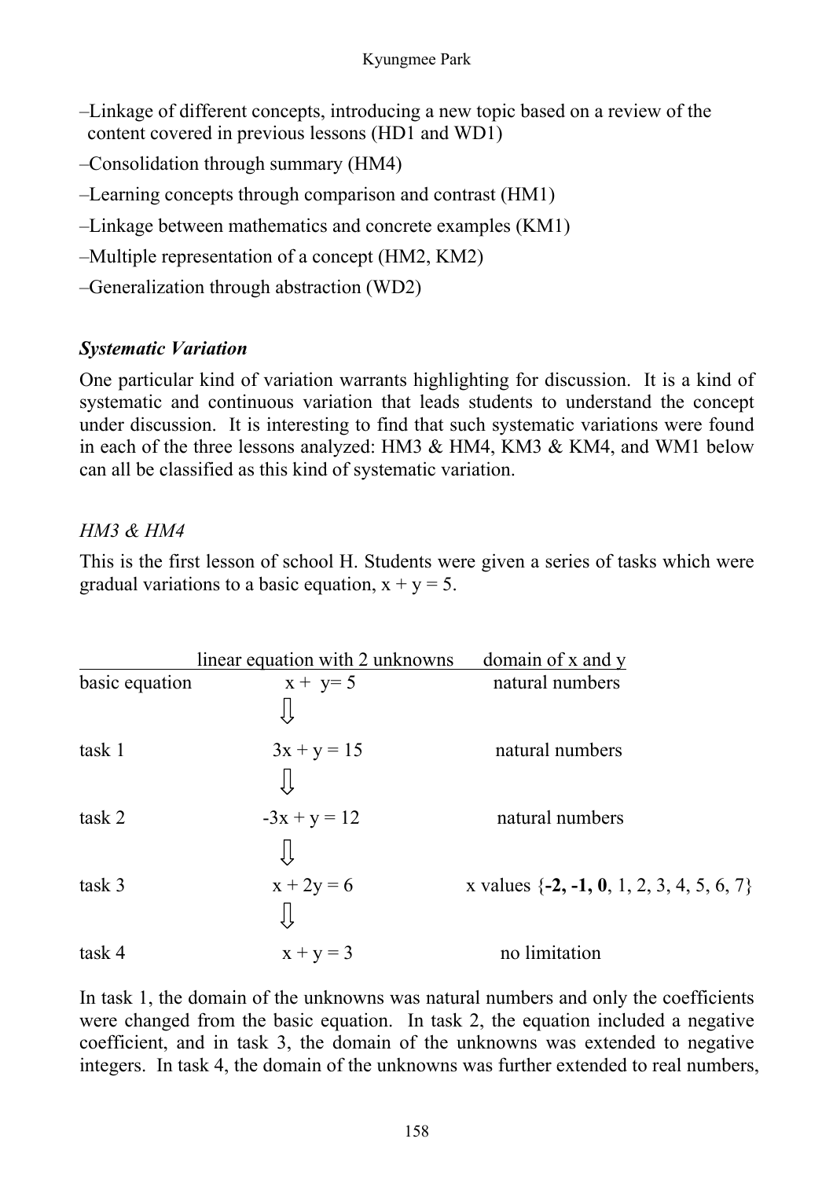–Linkage of different concepts, introducing a new topic based on a review of the content covered in previous lessons (HD1 and WD1)

–Consolidation through summary (HM4)

–Learning concepts through comparison and contrast (HM1)

–Linkage between mathematics and concrete examples (KM1)

–Multiple representation of a concept (HM2, KM2)

–Generalization through abstraction (WD2)

### *Systematic Variation*

One particular kind of variation warrants highlighting for discussion. It is a kind of systematic and continuous variation that leads students to understand the concept under discussion. It is interesting to find that such systematic variations were found in each of the three lessons analyzed: HM3 & HM4, KM3 & KM4, and WM1 below can all be classified as this kind of systematic variation.

*HM3 & HM4*

This is the first lesson of school H. Students were given a series of tasks which were gradual variations to a basic equation, $x + y = 5$.

| | linear equation with 2 unknowns | domain of x and y |
|---|---|---|
| basic equation | $x + y = 5$ | natural numbers |
| | ⇩ | |
| task 1 | $3x + y = 15$ | natural numbers |
| | ⇩ | |
| task 2 | $-3x + y = 12$ | natural numbers |
| | ⇩ | |
| task 3 | $x + 2y = 6$ | x values {**-2, -1, 0**, 1, 2, 3, 4, 5, 6, 7} |
| | ⇩ | |
| task 4 | $x + y = 3$ | no limitation |

In task 1, the domain of the unknowns was natural numbers and only the coefficients were changed from the basic equation. In task 2, the equation included a negative coefficient, and in task 3, the domain of the unknowns was extended to negative integers. In task 4, the domain of the unknowns was further extended to real numbers,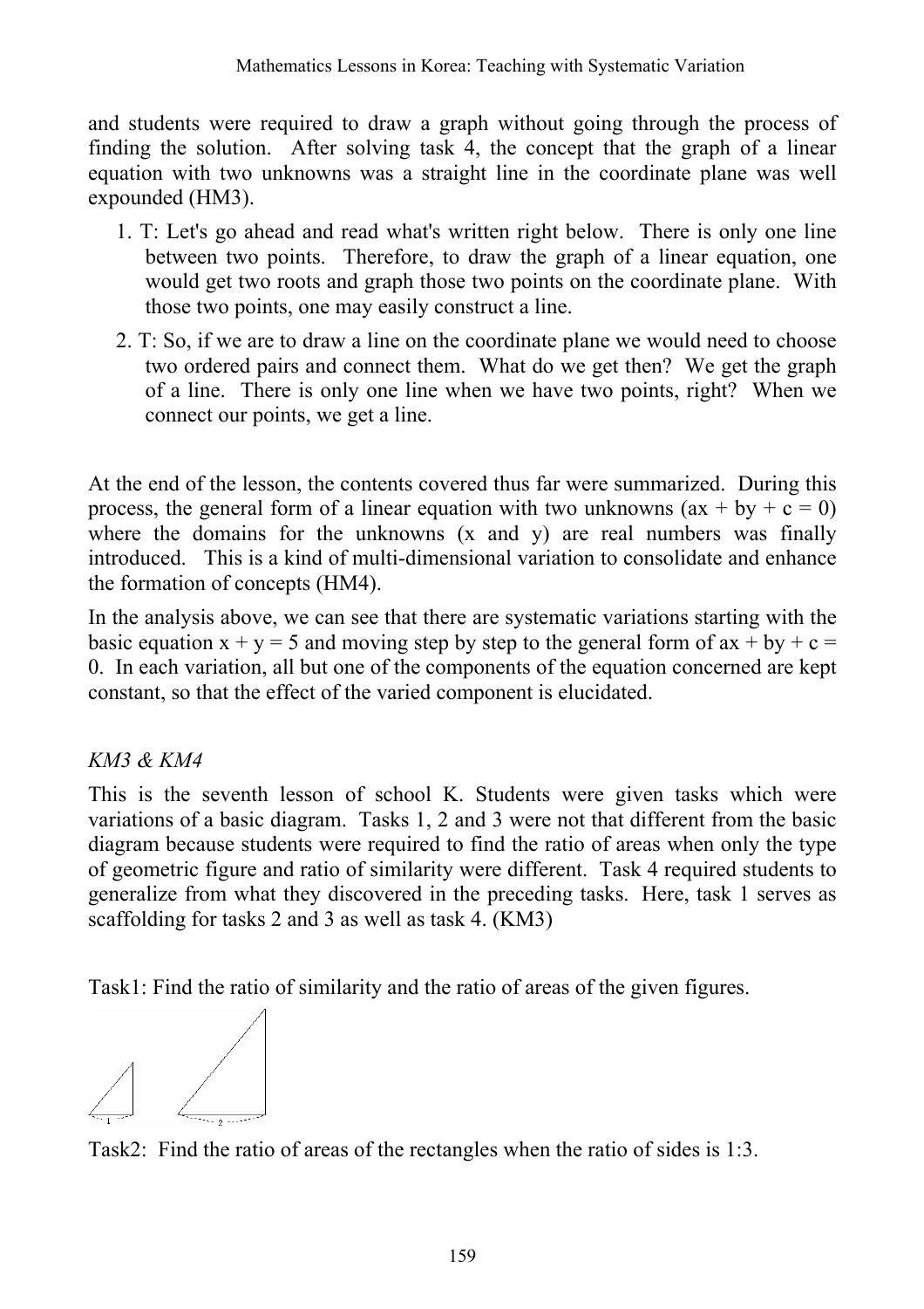and students were required to draw a graph without going through the process of finding the solution. After solving task 4, the concept that the graph of a linear equation with two unknowns was a straight line in the coordinate plane was well expounded (HM3).

1. T: Let's go ahead and read what's written right below. There is only one line between two points. Therefore, to draw the graph of a linear equation, one would get two roots and graph those two points on the coordinate plane. With those two points, one may easily construct a line.
2. T: So, if we are to draw a line on the coordinate plane we would need to choose two ordered pairs and connect them. What do we get then? We get the graph of a line. There is only one line when we have two points, right? When we connect our points, we get a line.

At the end of the lesson, the contents covered thus far were summarized. During this process, the general form of a linear equation with two unknowns ($ax + by + c = 0$) where the domains for the unknowns ($x$ and $y$) are real numbers was finally introduced. This is a kind of multi-dimensional variation to consolidate and enhance the formation of concepts (HM4).

In the analysis above, we can see that there are systematic variations starting with the basic equation $x + y = 5$ and moving step by step to the general form of $ax + by + c = 0$. In each variation, all but one of the components of the equation concerned are kept constant, so that the effect of the varied component is elucidated.

*KM3 & KM4*

This is the seventh lesson of school K. Students were given tasks which were variations of a basic diagram. Tasks 1, 2 and 3 were not that different from the basic diagram because students were required to find the ratio of areas when only the type of geometric figure and ratio of similarity were different. Task 4 required students to generalize from what they discovered in the preceding tasks. Here, task 1 serves as scaffolding for tasks 2 and 3 as well as task 4. (KM3)

Task1: Find the ratio of similarity and the ratio of areas of the given figures.

Task2: Find the ratio of areas of the rectangles when the ratio of sides is 1:3.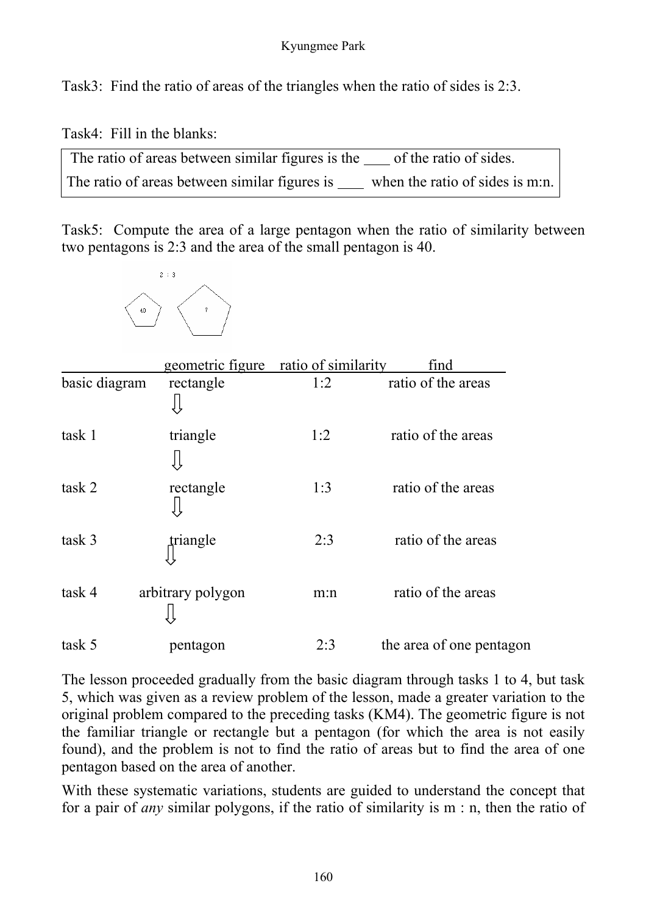Task3: Find the ratio of areas of the triangles when the ratio of sides is 2:3.

Task4: Fill in the blanks:

| |
|---|
| The ratio of areas between similar figures is the ____ of the ratio of sides. |
| The ratio of areas between similar figures is ____ when the ratio of sides is m:n. |

Task5: Compute the area of a large pentagon when the ratio of similarity between two pentagons is 2:3 and the area of the small pentagon is 40.

| | geometric figure | ratio of similarity | find |
|---|---|---|---|
| basic diagram | rectangle | 1:2 | ratio of the areas |
| | ⇩ | | |
| task 1 | triangle | 1:2 | ratio of the areas |
| | ⇩ | | |
| task 2 | rectangle | 1:3 | ratio of the areas |
| | ⇩ | | |
| task 3 | triangle | 2:3 | ratio of the areas |
| | ⇩ | | |
| task 4 | arbitrary polygon | m:n | ratio of the areas |
| | ⇩ | | |
| task 5 | pentagon | 2:3 | the area of one pentagon |

The lesson proceeded gradually from the basic diagram through tasks 1 to 4, but task 5, which was given as a review problem of the lesson, made a greater variation to the original problem compared to the preceding tasks (KM4). The geometric figure is not the familiar triangle or rectangle but a pentagon (for which the area is not easily found), and the problem is not to find the ratio of areas but to find the area of one pentagon based on the area of another.

With these systematic variations, students are guided to understand the concept that for a pair of *any* similar polygons, if the ratio of similarity is m : n, then the ratio of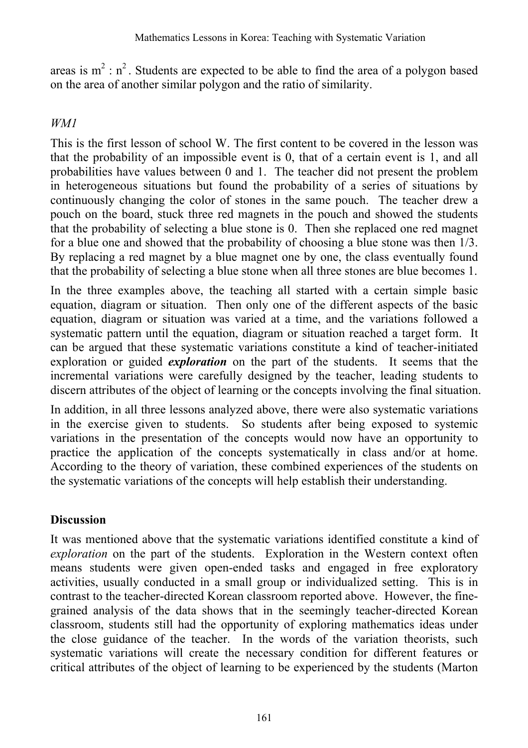areas is $m^2 : n^2$. Students are expected to be able to find the area of a polygon based on the area of another similar polygon and the ratio of similarity.

*WM1*

This is the first lesson of school W. The first content to be covered in the lesson was that the probability of an impossible event is 0, that of a certain event is 1, and all probabilities have values between 0 and 1. The teacher did not present the problem in heterogeneous situations but found the probability of a series of situations by continuously changing the color of stones in the same pouch. The teacher drew a pouch on the board, stuck three red magnets in the pouch and showed the students that the probability of selecting a blue stone is 0. Then she replaced one red magnet for a blue one and showed that the probability of choosing a blue stone was then 1/3. By replacing a red magnet by a blue magnet one by one, the class eventually found that the probability of selecting a blue stone when all three stones are blue becomes 1.

In the three examples above, the teaching all started with a certain simple basic equation, diagram or situation. Then only one of the different aspects of the basic equation, diagram or situation was varied at a time, and the variations followed a systematic pattern until the equation, diagram or situation reached a target form. It can be argued that these systematic variations constitute a kind of teacher-initiated exploration or guided ***exploration*** on the part of the students. It seems that the incremental variations were carefully designed by the teacher, leading students to discern attributes of the object of learning or the concepts involving the final situation.

In addition, in all three lessons analyzed above, there were also systematic variations in the exercise given to students. So students after being exposed to systemic variations in the presentation of the concepts would now have an opportunity to practice the application of the concepts systematically in class and/or at home. According to the theory of variation, these combined experiences of the students on the systematic variations of the concepts will help establish their understanding.

## Discussion

It was mentioned above that the systematic variations identified constitute a kind of *exploration* on the part of the students. Exploration in the Western context often means students were given open-ended tasks and engaged in free exploratory activities, usually conducted in a small group or individualized setting. This is in contrast to the teacher-directed Korean classroom reported above. However, the fine-grained analysis of the data shows that in the seemingly teacher-directed Korean classroom, students still had the opportunity of exploring mathematics ideas under the close guidance of the teacher. In the words of the variation theorists, such systematic variations will create the necessary condition for different features or critical attributes of the object of learning to be experienced by the students (Marton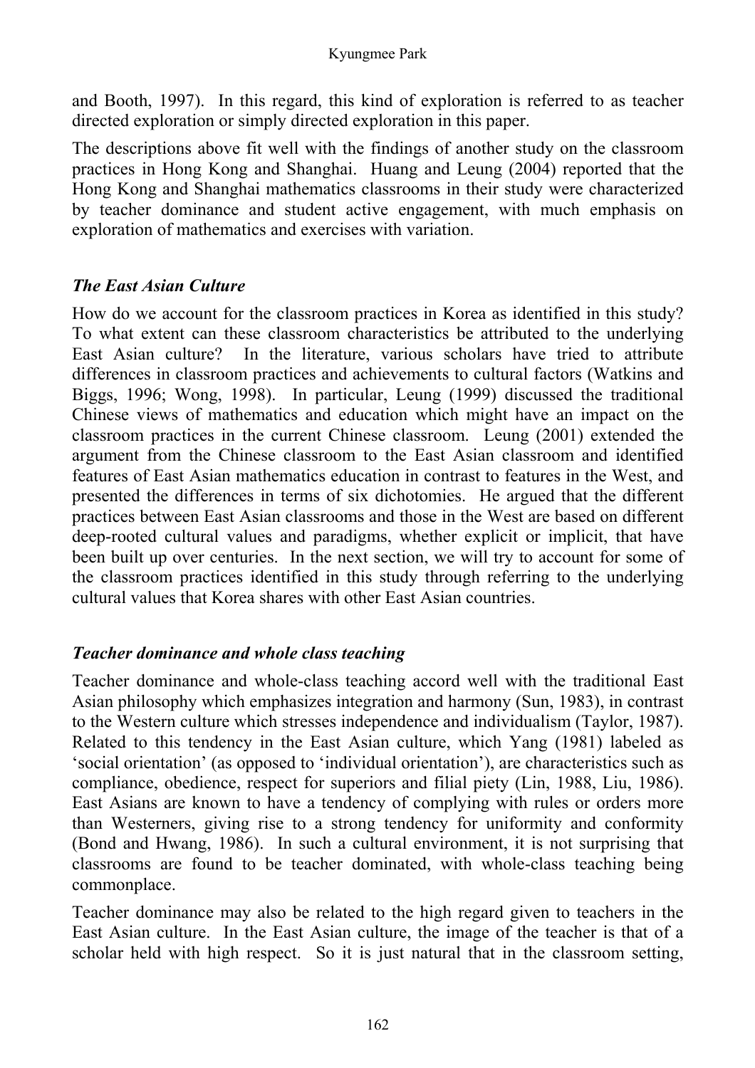and Booth, 1997). In this regard, this kind of exploration is referred to as teacher directed exploration or simply directed exploration in this paper.

The descriptions above fit well with the findings of another study on the classroom practices in Hong Kong and Shanghai. Huang and Leung (2004) reported that the Hong Kong and Shanghai mathematics classrooms in their study were characterized by teacher dominance and student active engagement, with much emphasis on exploration of mathematics and exercises with variation.

### *The East Asian Culture*

How do we account for the classroom practices in Korea as identified in this study? To what extent can these classroom characteristics be attributed to the underlying East Asian culture? In the literature, various scholars have tried to attribute differences in classroom practices and achievements to cultural factors (Watkins and Biggs, 1996; Wong, 1998). In particular, Leung (1999) discussed the traditional Chinese views of mathematics and education which might have an impact on the classroom practices in the current Chinese classroom. Leung (2001) extended the argument from the Chinese classroom to the East Asian classroom and identified features of East Asian mathematics education in contrast to features in the West, and presented the differences in terms of six dichotomies. He argued that the different practices between East Asian classrooms and those in the West are based on different deep-rooted cultural values and paradigms, whether explicit or implicit, that have been built up over centuries. In the next section, we will try to account for some of the classroom practices identified in this study through referring to the underlying cultural values that Korea shares with other East Asian countries.

### *Teacher dominance and whole class teaching*

Teacher dominance and whole-class teaching accord well with the traditional East Asian philosophy which emphasizes integration and harmony (Sun, 1983), in contrast to the Western culture which stresses independence and individualism (Taylor, 1987). Related to this tendency in the East Asian culture, which Yang (1981) labeled as 'social orientation' (as opposed to 'individual orientation'), are characteristics such as compliance, obedience, respect for superiors and filial piety (Lin, 1988, Liu, 1986). East Asians are known to have a tendency of complying with rules or orders more than Westerners, giving rise to a strong tendency for uniformity and conformity (Bond and Hwang, 1986). In such a cultural environment, it is not surprising that classrooms are found to be teacher dominated, with whole-class teaching being commonplace.

Teacher dominance may also be related to the high regard given to teachers in the East Asian culture. In the East Asian culture, the image of the teacher is that of a scholar held with high respect. So it is just natural that in the classroom setting,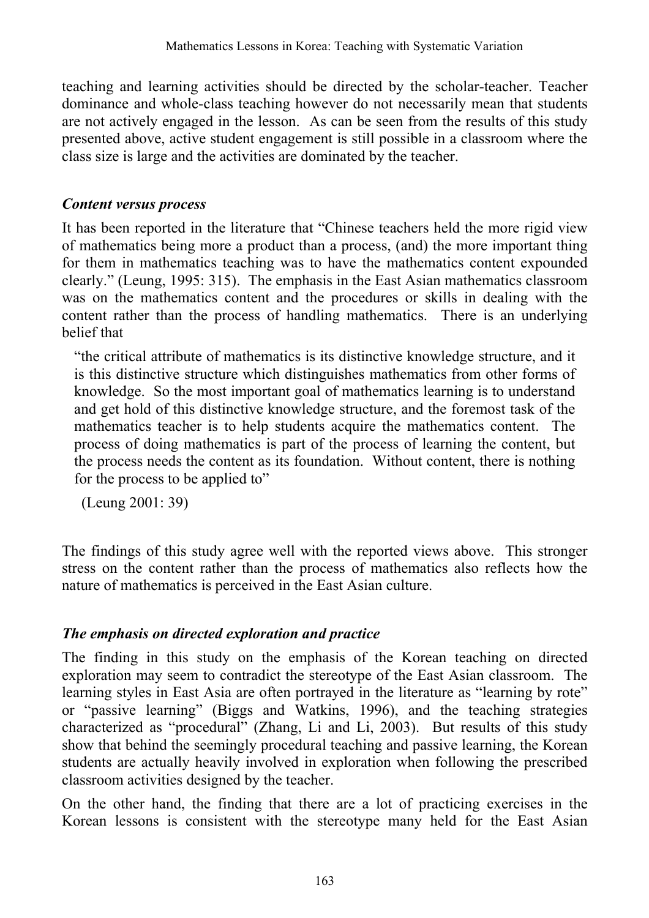teaching and learning activities should be directed by the scholar-teacher. Teacher dominance and whole-class teaching however do not necessarily mean that students are not actively engaged in the lesson. As can be seen from the results of this study presented above, active student engagement is still possible in a classroom where the class size is large and the activities are dominated by the teacher.

### *Content versus process*

It has been reported in the literature that "Chinese teachers held the more rigid view of mathematics being more a product than a process, (and) the more important thing for them in mathematics teaching was to have the mathematics content expounded clearly." (Leung, 1995: 315). The emphasis in the East Asian mathematics classroom was on the mathematics content and the procedures or skills in dealing with the content rather than the process of handling mathematics. There is an underlying belief that

> "the critical attribute of mathematics is its distinctive knowledge structure, and it is this distinctive structure which distinguishes mathematics from other forms of knowledge. So the most important goal of mathematics learning is to understand and get hold of this distinctive knowledge structure, and the foremost task of the mathematics teacher is to help students acquire the mathematics content. The process of doing mathematics is part of the process of learning the content, but the process needs the content as its foundation. Without content, there is nothing for the process to be applied to"
>
> (Leung 2001: 39)

The findings of this study agree well with the reported views above. This stronger stress on the content rather than the process of mathematics also reflects how the nature of mathematics is perceived in the East Asian culture.

### *The emphasis on directed exploration and practice*

The finding in this study on the emphasis of the Korean teaching on directed exploration may seem to contradict the stereotype of the East Asian classroom. The learning styles in East Asia are often portrayed in the literature as "learning by rote" or "passive learning" (Biggs and Watkins, 1996), and the teaching strategies characterized as "procedural" (Zhang, Li and Li, 2003). But results of this study show that behind the seemingly procedural teaching and passive learning, the Korean students are actually heavily involved in exploration when following the prescribed classroom activities designed by the teacher.

On the other hand, the finding that there are a lot of practicing exercises in the Korean lessons is consistent with the stereotype many held for the East Asian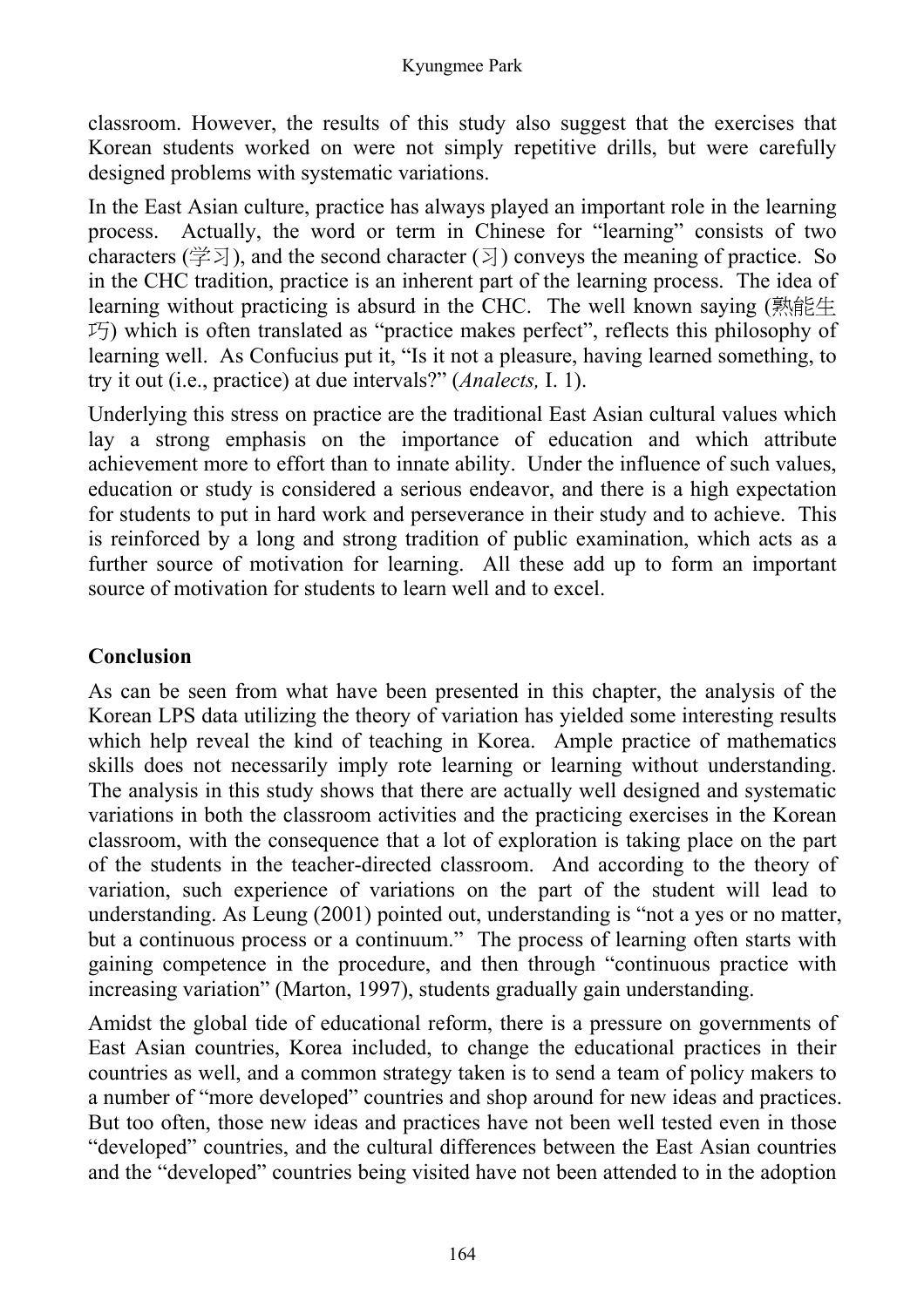classroom. However, the results of this study also suggest that the exercises that Korean students worked on were not simply repetitive drills, but were carefully designed problems with systematic variations.

In the East Asian culture, practice has always played an important role in the learning process. Actually, the word or term in Chinese for "learning" consists of two characters (学习), and the second character (习) conveys the meaning of practice. So in the CHC tradition, practice is an inherent part of the learning process. The idea of learning without practicing is absurd in the CHC. The well known saying (熟能生巧) which is often translated as "practice makes perfect", reflects this philosophy of learning well. As Confucius put it, "Is it not a pleasure, having learned something, to try it out (i.e., practice) at due intervals?" (*Analects,* I. 1).

Underlying this stress on practice are the traditional East Asian cultural values which lay a strong emphasis on the importance of education and which attribute achievement more to effort than to innate ability. Under the influence of such values, education or study is considered a serious endeavor, and there is a high expectation for students to put in hard work and perseverance in their study and to achieve. This is reinforced by a long and strong tradition of public examination, which acts as a further source of motivation for learning. All these add up to form an important source of motivation for students to learn well and to excel.

## Conclusion

As can be seen from what have been presented in this chapter, the analysis of the Korean LPS data utilizing the theory of variation has yielded some interesting results which help reveal the kind of teaching in Korea. Ample practice of mathematics skills does not necessarily imply rote learning or learning without understanding. The analysis in this study shows that there are actually well designed and systematic variations in both the classroom activities and the practicing exercises in the Korean classroom, with the consequence that a lot of exploration is taking place on the part of the students in the teacher-directed classroom. And according to the theory of variation, such experience of variations on the part of the student will lead to understanding. As Leung (2001) pointed out, understanding is "not a yes or no matter, but a continuous process or a continuum." The process of learning often starts with gaining competence in the procedure, and then through "continuous practice with increasing variation" (Marton, 1997), students gradually gain understanding.

Amidst the global tide of educational reform, there is a pressure on governments of East Asian countries, Korea included, to change the educational practices in their countries as well, and a common strategy taken is to send a team of policy makers to a number of "more developed" countries and shop around for new ideas and practices. But too often, those new ideas and practices have not been well tested even in those "developed" countries, and the cultural differences between the East Asian countries and the "developed" countries being visited have not been attended to in the adoption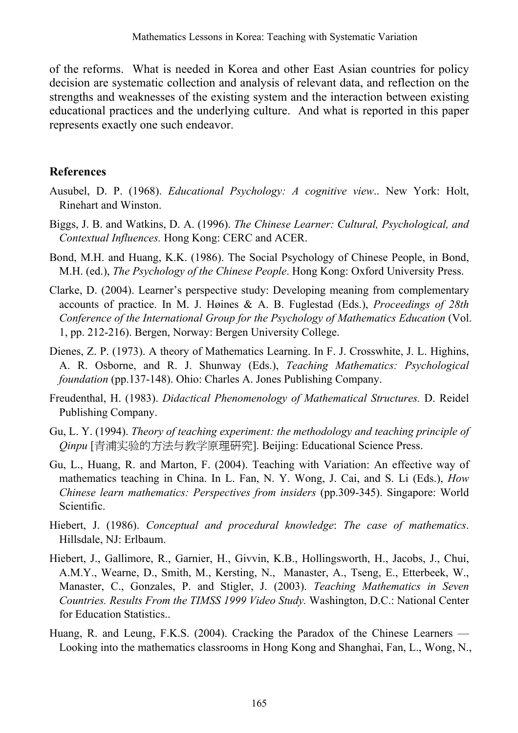of the reforms. What is needed in Korea and other East Asian countries for policy decision are systematic collection and analysis of relevant data, and reflection on the strengths and weaknesses of the existing system and the interaction between existing educational practices and the underlying culture. And what is reported in this paper represents exactly one such endeavor.

## References

Ausubel, D. P. (1968). *Educational Psychology: A cognitive view*.. New York: Holt, Rinehart and Winston.

Biggs, J. B. and Watkins, D. A. (1996). *The Chinese Learner: Cultural, Psychological, and Contextual Influences.* Hong Kong: CERC and ACER.

Bond, M.H. and Huang, K.K. (1986). The Social Psychology of Chinese People, in Bond, M.H. (ed.), *The Psychology of the Chinese People*. Hong Kong: Oxford University Press.

Clarke, D. (2004). Learner's perspective study: Developing meaning from complementary accounts of practice. In M. J. Høines & A. B. Fuglestad (Eds.), *Proceedings of 28th Conference of the International Group for the Psychology of Mathematics Education* (Vol. 1, pp. 212-216). Bergen, Norway: Bergen University College.

Dienes, Z. P. (1973). A theory of Mathematics Learning. In F. J. Crosswhite, J. L. Highins, A. R. Osborne, and R. J. Shunway (Eds.), *Teaching Mathematics: Psychological foundation* (pp.137-148). Ohio: Charles A. Jones Publishing Company.

Freudenthal, H. (1983). *Didactical Phenomenology of Mathematical Structures.* D. Reidel Publishing Company.

Gu, L. Y. (1994). *Theory of teaching experiment: the methodology and teaching principle of Qinpu* [青浦实验的方法与教学原理研究]. Beijing: Educational Science Press.

Gu, L., Huang, R. and Marton, F. (2004). Teaching with Variation: An effective way of mathematics teaching in China. In L. Fan, N. Y. Wong, J. Cai, and S. Li (Eds.), *How Chinese learn mathematics: Perspectives from insiders* (pp.309-345). Singapore: World Scientific.

Hiebert, J. (1986). *Conceptual and procedural knowledge*: *The case of mathematics*. Hillsdale, NJ: Erlbaum.

Hiebert, J., Gallimore, R., Garnier, H., Givvin, K.B., Hollingsworth, H., Jacobs, J., Chui, A.M.Y., Wearne, D., Smith, M., Kersting, N., Manaster, A., Tseng, E., Etterbeek, W., Manaster, C., Gonzales, P. and Stigler, J. (2003). *Teaching Mathematics in Seven Countries. Results From the TIMSS 1999 Video Study.* Washington, D.C.: National Center for Education Statistics..

Huang, R. and Leung, F.K.S. (2004). Cracking the Paradox of the Chinese Learners — Looking into the mathematics classrooms in Hong Kong and Shanghai, Fan, L., Wong, N.,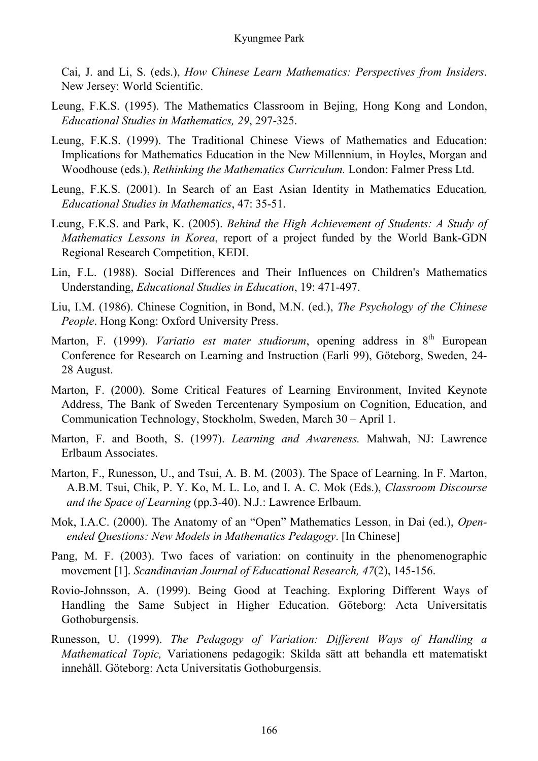Cai, J. and Li, S. (eds.), *How Chinese Learn Mathematics: Perspectives from Insiders*. New Jersey: World Scientific.

Leung, F.K.S. (1995). The Mathematics Classroom in Bejing, Hong Kong and London, *Educational Studies in Mathematics, 29*, 297-325.

Leung, F.K.S. (1999). The Traditional Chinese Views of Mathematics and Education: Implications for Mathematics Education in the New Millennium, in Hoyles, Morgan and Woodhouse (eds.), *Rethinking the Mathematics Curriculum.* London: Falmer Press Ltd.

Leung, F.K.S. (2001). In Search of an East Asian Identity in Mathematics Education*, Educational Studies in Mathematics*, 47: 35-51.

Leung, F.K.S. and Park, K. (2005). *Behind the High Achievement of Students: A Study of Mathematics Lessons in Korea*, report of a project funded by the World Bank-GDN Regional Research Competition, KEDI.

Lin, F.L. (1988). Social Differences and Their Influences on Children's Mathematics Understanding, *Educational Studies in Education*, 19: 471-497.

Liu, I.M. (1986). Chinese Cognition, in Bond, M.N. (ed.), *The Psychology of the Chinese People*. Hong Kong: Oxford University Press.

Marton, F. (1999). *Variatio est mater studiorum*, opening address in 8th European Conference for Research on Learning and Instruction (Earli 99), Göteborg, Sweden, 24-28 August.

Marton, F. (2000). Some Critical Features of Learning Environment, Invited Keynote Address, The Bank of Sweden Tercentenary Symposium on Cognition, Education, and Communication Technology, Stockholm, Sweden, March 30 – April 1.

Marton, F. and Booth, S. (1997). *Learning and Awareness.* Mahwah, NJ: Lawrence Erlbaum Associates.

Marton, F., Runesson, U., and Tsui, A. B. M. (2003). The Space of Learning. In F. Marton, A.B.M. Tsui, Chik, P. Y. Ko, M. L. Lo, and I. A. C. Mok (Eds.), *Classroom Discourse and the Space of Learning* (pp.3-40). N.J.: Lawrence Erlbaum.

Mok, I.A.C. (2000). The Anatomy of an "Open" Mathematics Lesson, in Dai (ed.), *Open-ended Questions: New Models in Mathematics Pedagogy*. [In Chinese]

Pang, M. F. (2003). Two faces of variation: on continuity in the phenomenographic movement [1]. *Scandinavian Journal of Educational Research, 47*(2), 145-156.

Rovio-Johnsson, A. (1999). Being Good at Teaching. Exploring Different Ways of Handling the Same Subject in Higher Education. Göteborg: Acta Universitatis Gothoburgensis.

Runesson, U. (1999). *The Pedagogy of Variation: Different Ways of Handling a Mathematical Topic,* Variationens pedagogik: Skilda sätt att behandla ett matematiskt innehåll. Göteborg: Acta Universitatis Gothoburgensis.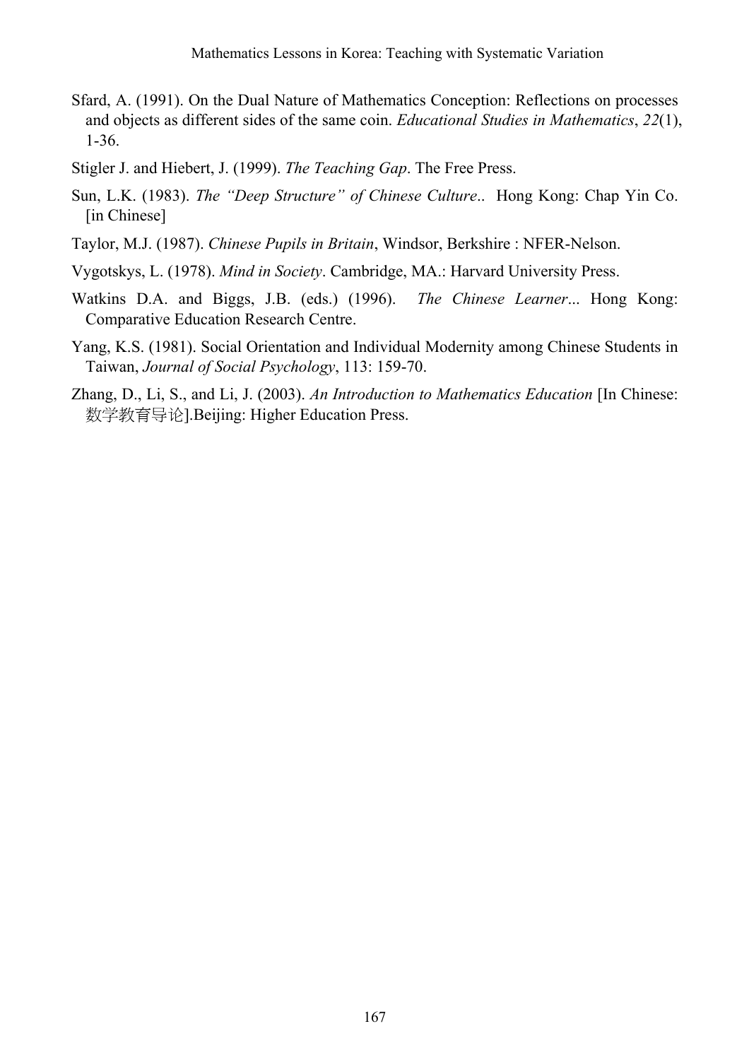Sfard, A. (1991). On the Dual Nature of Mathematics Conception: Reflections on processes and objects as different sides of the same coin. *Educational Studies in Mathematics*, *22*(1), 1-36.

Stigler J. and Hiebert, J. (1999). *The Teaching Gap*. The Free Press.

Sun, L.K. (1983). *The "Deep Structure" of Chinese Culture*.. Hong Kong: Chap Yin Co. [in Chinese]

Taylor, M.J. (1987). *Chinese Pupils in Britain*, Windsor, Berkshire : NFER-Nelson.

Vygotskys, L. (1978). *Mind in Society*. Cambridge, MA.: Harvard University Press.

Watkins D.A. and Biggs, J.B. (eds.) (1996). *The Chinese Learner*... Hong Kong: Comparative Education Research Centre.

Yang, K.S. (1981). Social Orientation and Individual Modernity among Chinese Students in Taiwan, *Journal of Social Psychology*, 113: 159-70.

Zhang, D., Li, S., and Li, J. (2003). *An Introduction to Mathematics Education* [In Chinese: 数学教育导论].Beijing: Higher Education Press.